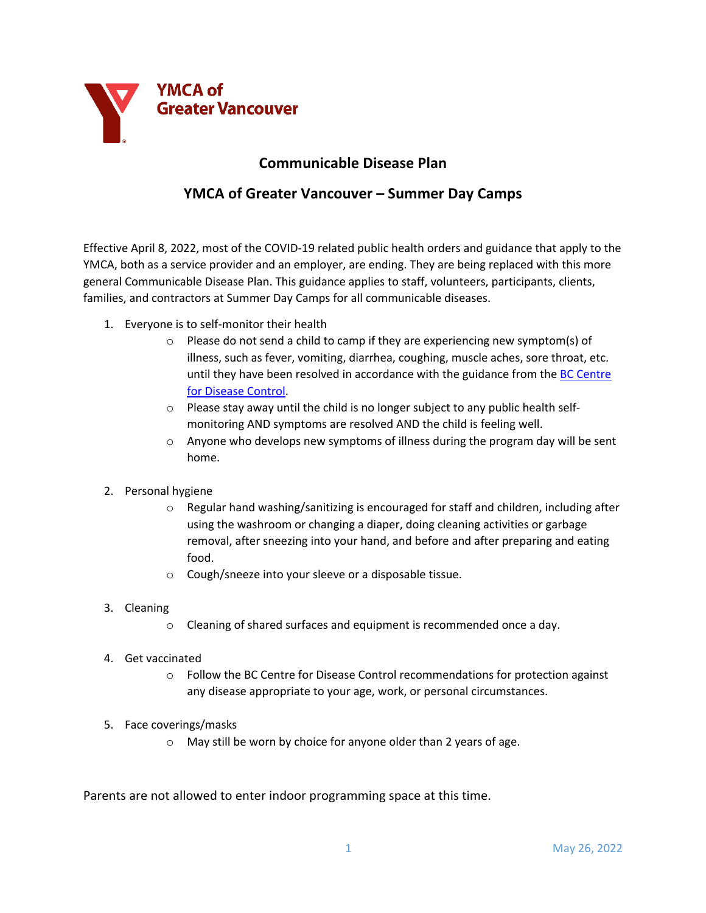YMCA of Greater Vancouver

# Communicable Disease Plan

## YMCA of Greater Vancouver – Summer Day Camps

Effective April 8, 2022, most of the COVID-19 related public health orders and guidance that apply to the YMCA, both as a service provider and an employer, are ending. They are being replaced with this more general Communicable Disease Plan. This guidance applies to staff, volunteers, participants, clients, families, and contractors at Summer Day Camps for all communicable diseases.

1. Everyone is to self-monitor their health
   - Please do not send a child to camp if they are experiencing new symptom(s) of illness, such as fever, vomiting, diarrhea, coughing, muscle aches, sore throat, etc. until they have been resolved in accordance with the guidance from the [BC Centre for Disease Control]().
   - Please stay away until the child is no longer subject to any public health self-monitoring AND symptoms are resolved AND the child is feeling well.
   - Anyone who develops new symptoms of illness during the program day will be sent home.

2. Personal hygiene
   - Regular hand washing/sanitizing is encouraged for staff and children, including after using the washroom or changing a diaper, doing cleaning activities or garbage removal, after sneezing into your hand, and before and after preparing and eating food.
   - Cough/sneeze into your sleeve or a disposable tissue.

3. Cleaning
   - Cleaning of shared surfaces and equipment is recommended once a day.

4. Get vaccinated
   - Follow the BC Centre for Disease Control recommendations for protection against any disease appropriate to your age, work, or personal circumstances.

5. Face coverings/masks
   - May still be worn by choice for anyone older than 2 years of age.

Parents are not allowed to enter indoor programming space at this time.

May 26, 2022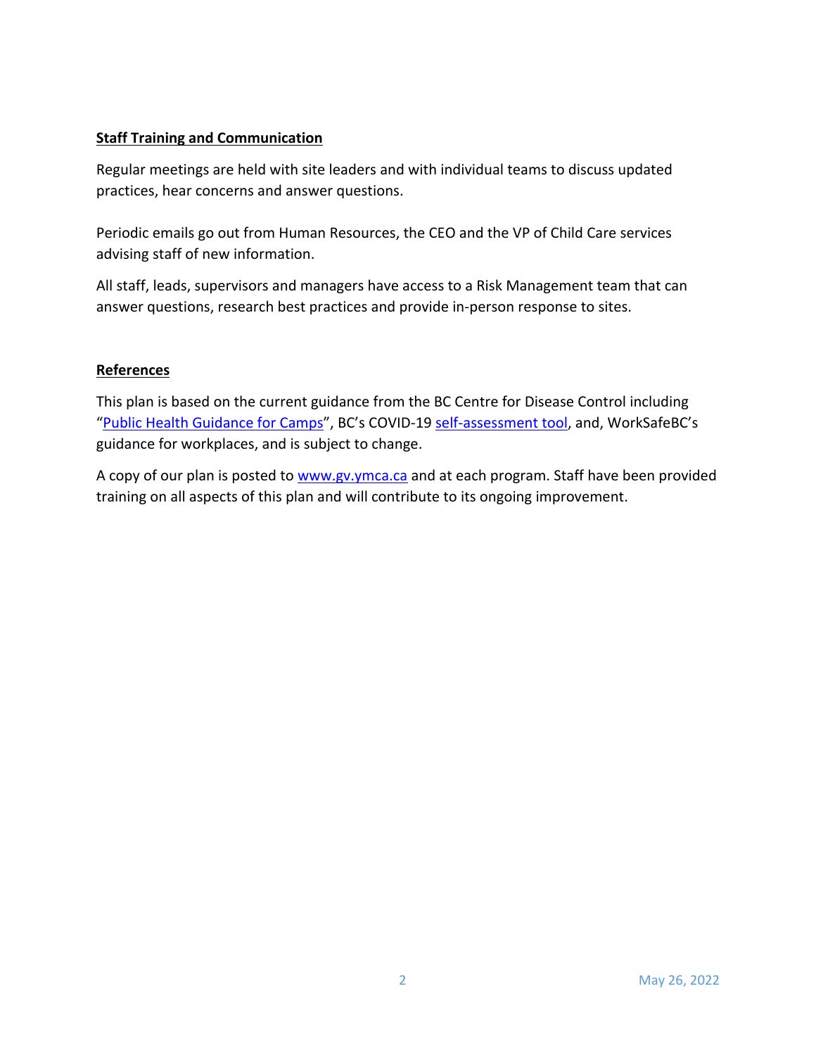**Staff Training and Communication**

Regular meetings are held with site leaders and with individual teams to discuss updated practices, hear concerns and answer questions.

Periodic emails go out from Human Resources, the CEO and the VP of Child Care services advising staff of new information.

All staff, leads, supervisors and managers have access to a Risk Management team that can answer questions, research best practices and provide in-person response to sites.

**References**

This plan is based on the current guidance from the BC Centre for Disease Control including "Public Health Guidance for Camps", BC's COVID-19 self-assessment tool, and, WorkSafeBC's guidance for workplaces, and is subject to change.

A copy of our plan is posted to www.gv.ymca.ca and at each program. Staff have been provided training on all aspects of this plan and will contribute to its ongoing improvement.